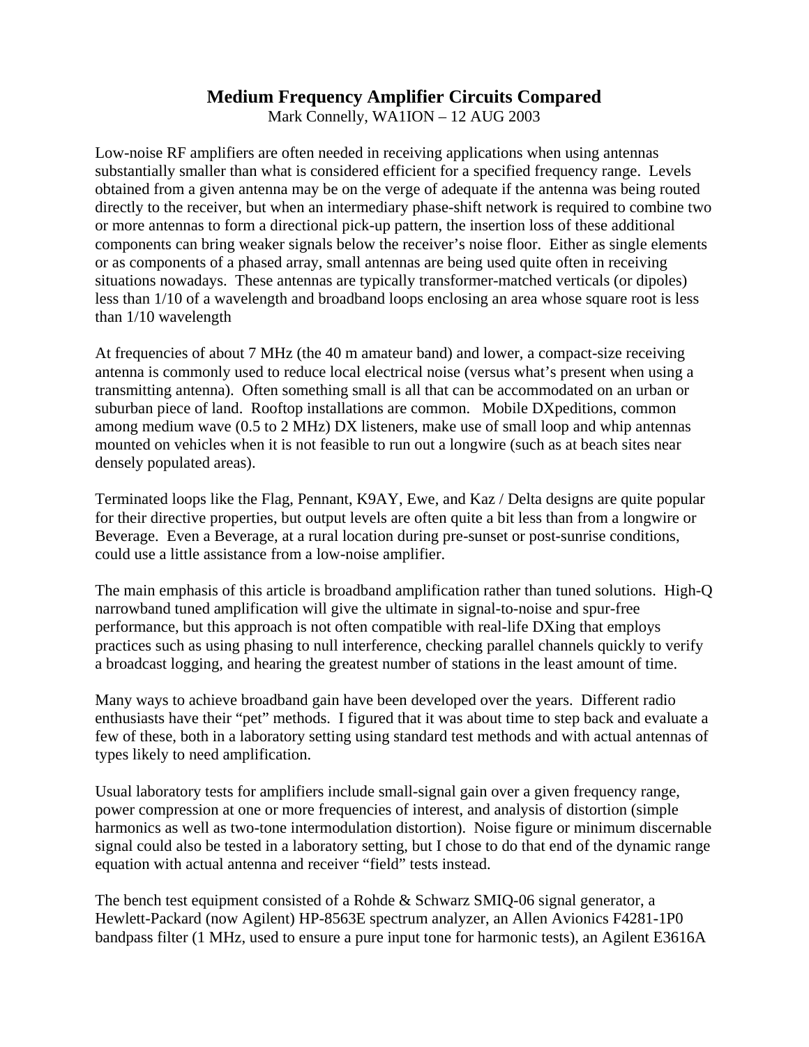# Medium Frequency Amplifier Circuits Compared

Mark Connelly, WA1ION – 12 AUG 2003

Low-noise RF amplifiers are often needed in receiving applications when using antennas substantially smaller than what is considered efficient for a specified frequency range. Levels obtained from a given antenna may be on the verge of adequate if the antenna was being routed directly to the receiver, but when an intermediary phase-shift network is required to combine two or more antennas to form a directional pick-up pattern, the insertion loss of these additional components can bring weaker signals below the receiver's noise floor. Either as single elements or as components of a phased array, small antennas are being used quite often in receiving situations nowadays. These antennas are typically transformer-matched verticals (or dipoles) less than 1/10 of a wavelength and broadband loops enclosing an area whose square root is less than 1/10 wavelength

At frequencies of about 7 MHz (the 40 m amateur band) and lower, a compact-size receiving antenna is commonly used to reduce local electrical noise (versus what's present when using a transmitting antenna). Often something small is all that can be accommodated on an urban or suburban piece of land. Rooftop installations are common. Mobile DXpeditions, common among medium wave (0.5 to 2 MHz) DX listeners, make use of small loop and whip antennas mounted on vehicles when it is not feasible to run out a longwire (such as at beach sites near densely populated areas).

Terminated loops like the Flag, Pennant, K9AY, Ewe, and Kaz / Delta designs are quite popular for their directive properties, but output levels are often quite a bit less than from a longwire or Beverage. Even a Beverage, at a rural location during pre-sunset or post-sunrise conditions, could use a little assistance from a low-noise amplifier.

The main emphasis of this article is broadband amplification rather than tuned solutions. High-Q narrowband tuned amplification will give the ultimate in signal-to-noise and spur-free performance, but this approach is not often compatible with real-life DXing that employs practices such as using phasing to null interference, checking parallel channels quickly to verify a broadcast logging, and hearing the greatest number of stations in the least amount of time.

Many ways to achieve broadband gain have been developed over the years. Different radio enthusiasts have their "pet" methods. I figured that it was about time to step back and evaluate a few of these, both in a laboratory setting using standard test methods and with actual antennas of types likely to need amplification.

Usual laboratory tests for amplifiers include small-signal gain over a given frequency range, power compression at one or more frequencies of interest, and analysis of distortion (simple harmonics as well as two-tone intermodulation distortion). Noise figure or minimum discernable signal could also be tested in a laboratory setting, but I chose to do that end of the dynamic range equation with actual antenna and receiver "field" tests instead.

The bench test equipment consisted of a Rohde & Schwarz SMIQ-06 signal generator, a Hewlett-Packard (now Agilent) HP-8563E spectrum analyzer, an Allen Avionics F4281-1P0 bandpass filter (1 MHz, used to ensure a pure input tone for harmonic tests), an Agilent E3616A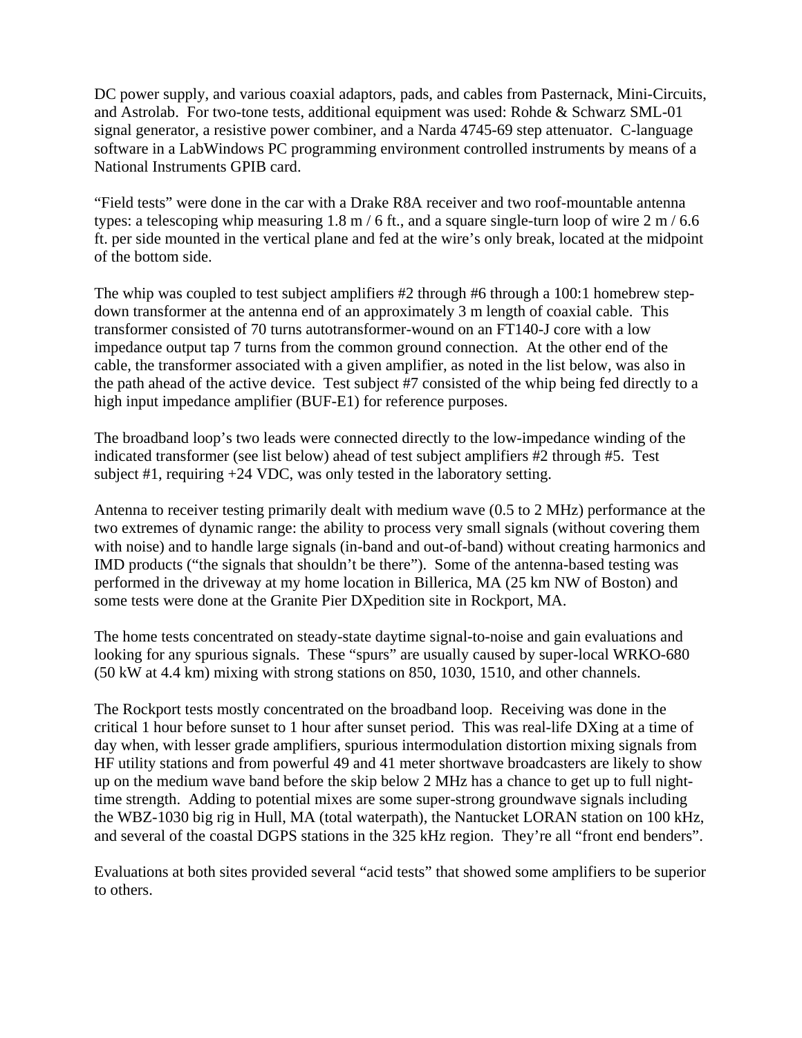DC power supply, and various coaxial adaptors, pads, and cables from Pasternack, Mini-Circuits, and Astrolab. For two-tone tests, additional equipment was used: Rohde & Schwarz SML-01 signal generator, a resistive power combiner, and a Narda 4745-69 step attenuator. C-language software in a LabWindows PC programming environment controlled instruments by means of a National Instruments GPIB card.

"Field tests" were done in the car with a Drake R8A receiver and two roof-mountable antenna types: a telescoping whip measuring 1.8 m / 6 ft., and a square single-turn loop of wire 2 m / 6.6 ft. per side mounted in the vertical plane and fed at the wire's only break, located at the midpoint of the bottom side.

The whip was coupled to test subject amplifiers #2 through #6 through a 100:1 homebrew step-down transformer at the antenna end of an approximately 3 m length of coaxial cable. This transformer consisted of 70 turns autotransformer-wound on an FT140-J core with a low impedance output tap 7 turns from the common ground connection. At the other end of the cable, the transformer associated with a given amplifier, as noted in the list below, was also in the path ahead of the active device. Test subject #7 consisted of the whip being fed directly to a high input impedance amplifier (BUF-E1) for reference purposes.

The broadband loop's two leads were connected directly to the low-impedance winding of the indicated transformer (see list below) ahead of test subject amplifiers #2 through #5. Test subject #1, requiring +24 VDC, was only tested in the laboratory setting.

Antenna to receiver testing primarily dealt with medium wave (0.5 to 2 MHz) performance at the two extremes of dynamic range: the ability to process very small signals (without covering them with noise) and to handle large signals (in-band and out-of-band) without creating harmonics and IMD products ("the signals that shouldn't be there"). Some of the antenna-based testing was performed in the driveway at my home location in Billerica, MA (25 km NW of Boston) and some tests were done at the Granite Pier DXpedition site in Rockport, MA.

The home tests concentrated on steady-state daytime signal-to-noise and gain evaluations and looking for any spurious signals. These "spurs" are usually caused by super-local WRKO-680 (50 kW at 4.4 km) mixing with strong stations on 850, 1030, 1510, and other channels.

The Rockport tests mostly concentrated on the broadband loop. Receiving was done in the critical 1 hour before sunset to 1 hour after sunset period. This was real-life DXing at a time of day when, with lesser grade amplifiers, spurious intermodulation distortion mixing signals from HF utility stations and from powerful 49 and 41 meter shortwave broadcasters are likely to show up on the medium wave band before the skip below 2 MHz has a chance to get up to full night-time strength. Adding to potential mixes are some super-strong groundwave signals including the WBZ-1030 big rig in Hull, MA (total waterpath), the Nantucket LORAN station on 100 kHz, and several of the coastal DGPS stations in the 325 kHz region. They're all "front end benders".

Evaluations at both sites provided several "acid tests" that showed some amplifiers to be superior to others.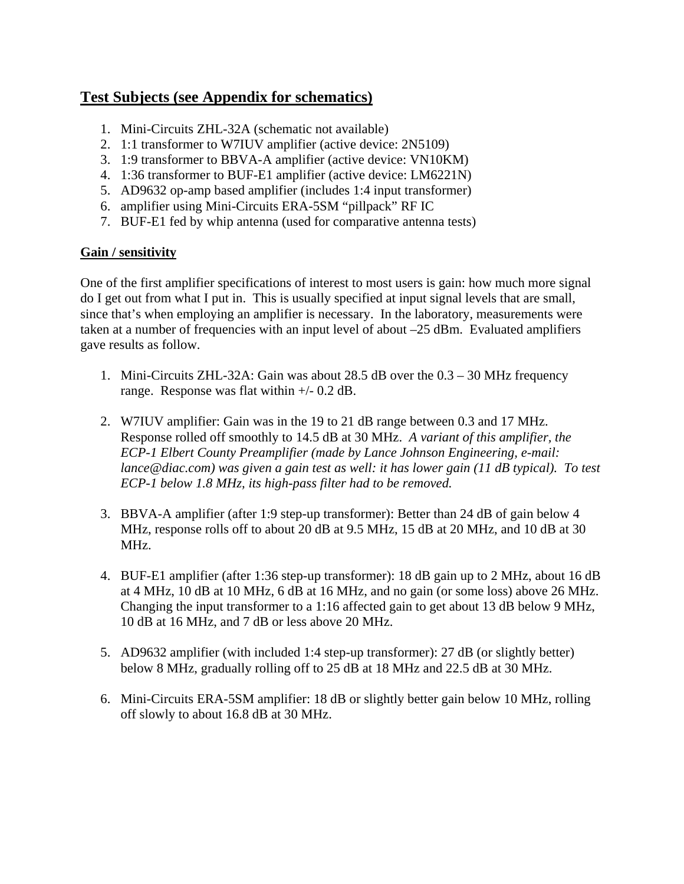## **Test Subjects (see Appendix for schematics)**

1. Mini-Circuits ZHL-32A (schematic not available)
2. 1:1 transformer to W7IUV amplifier (active device: 2N5109)
3. 1:9 transformer to BBVA-A amplifier (active device: VN10KM)
4. 1:36 transformer to BUF-E1 amplifier (active device: LM6221N)
5. AD9632 op-amp based amplifier (includes 1:4 input transformer)
6. amplifier using Mini-Circuits ERA-5SM "pillpack" RF IC
7. BUF-E1 fed by whip antenna (used for comparative antenna tests)

### **Gain / sensitivity**

One of the first amplifier specifications of interest to most users is gain: how much more signal do I get out from what I put in. This is usually specified at input signal levels that are small, since that's when employing an amplifier is necessary. In the laboratory, measurements were taken at a number of frequencies with an input level of about –25 dBm. Evaluated amplifiers gave results as follow.

1. Mini-Circuits ZHL-32A: Gain was about 28.5 dB over the 0.3 – 30 MHz frequency range. Response was flat within +/- 0.2 dB.

2. W7IUV amplifier: Gain was in the 19 to 21 dB range between 0.3 and 17 MHz. Response rolled off smoothly to 14.5 dB at 30 MHz. *A variant of this amplifier, the ECP-1 Elbert County Preamplifier (made by Lance Johnson Engineering, e-mail: lance@diac.com) was given a gain test as well: it has lower gain (11 dB typical). To test ECP-1 below 1.8 MHz, its high-pass filter had to be removed.*

3. BBVA-A amplifier (after 1:9 step-up transformer): Better than 24 dB of gain below 4 MHz, response rolls off to about 20 dB at 9.5 MHz, 15 dB at 20 MHz, and 10 dB at 30 MHz.

4. BUF-E1 amplifier (after 1:36 step-up transformer): 18 dB gain up to 2 MHz, about 16 dB at 4 MHz, 10 dB at 10 MHz, 6 dB at 16 MHz, and no gain (or some loss) above 26 MHz. Changing the input transformer to a 1:16 affected gain to get about 13 dB below 9 MHz, 10 dB at 16 MHz, and 7 dB or less above 20 MHz.

5. AD9632 amplifier (with included 1:4 step-up transformer): 27 dB (or slightly better) below 8 MHz, gradually rolling off to 25 dB at 18 MHz and 22.5 dB at 30 MHz.

6. Mini-Circuits ERA-5SM amplifier: 18 dB or slightly better gain below 10 MHz, rolling off slowly to about 16.8 dB at 30 MHz.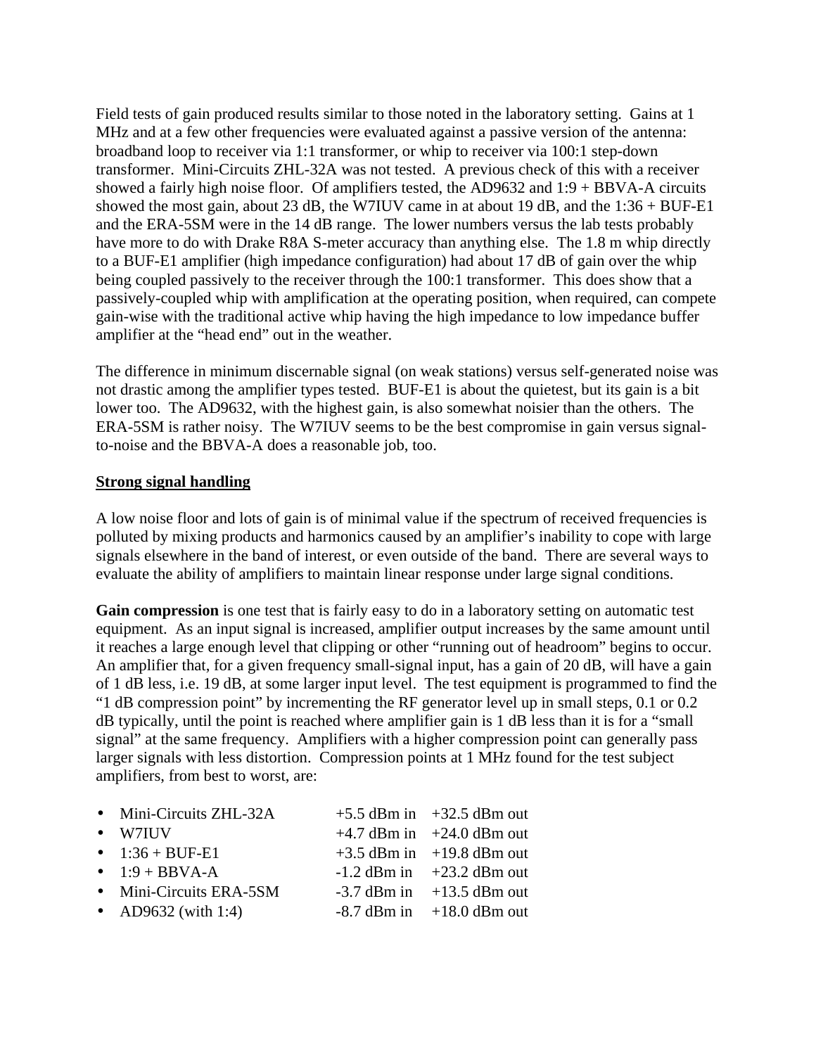Field tests of gain produced results similar to those noted in the laboratory setting. Gains at 1 MHz and at a few other frequencies were evaluated against a passive version of the antenna: broadband loop to receiver via 1:1 transformer, or whip to receiver via 100:1 step-down transformer. Mini-Circuits ZHL-32A was not tested. A previous check of this with a receiver showed a fairly high noise floor. Of amplifiers tested, the AD9632 and 1:9 + BBVA-A circuits showed the most gain, about 23 dB, the W7IUV came in at about 19 dB, and the 1:36 + BUF-E1 and the ERA-5SM were in the 14 dB range. The lower numbers versus the lab tests probably have more to do with Drake R8A S-meter accuracy than anything else. The 1.8 m whip directly to a BUF-E1 amplifier (high impedance configuration) had about 17 dB of gain over the whip being coupled passively to the receiver through the 100:1 transformer. This does show that a passively-coupled whip with amplification at the operating position, when required, can compete gain-wise with the traditional active whip having the high impedance to low impedance buffer amplifier at the "head end" out in the weather.

The difference in minimum discernable signal (on weak stations) versus self-generated noise was not drastic among the amplifier types tested. BUF-E1 is about the quietest, but its gain is a bit lower too. The AD9632, with the highest gain, is also somewhat noisier than the others. The ERA-5SM is rather noisy. The W7IUV seems to be the best compromise in gain versus signal-to-noise and the BBVA-A does a reasonable job, too.

**Strong signal handling**

A low noise floor and lots of gain is of minimal value if the spectrum of received frequencies is polluted by mixing products and harmonics caused by an amplifier's inability to cope with large signals elsewhere in the band of interest, or even outside of the band. There are several ways to evaluate the ability of amplifiers to maintain linear response under large signal conditions.

**Gain compression** is one test that is fairly easy to do in a laboratory setting on automatic test equipment. As an input signal is increased, amplifier output increases by the same amount until it reaches a large enough level that clipping or other "running out of headroom" begins to occur. An amplifier that, for a given frequency small-signal input, has a gain of 20 dB, will have a gain of 1 dB less, i.e. 19 dB, at some larger input level. The test equipment is programmed to find the "1 dB compression point" by incrementing the RF generator level up in small steps, 0.1 or 0.2 dB typically, until the point is reached where amplifier gain is 1 dB less than it is for a "small signal" at the same frequency. Amplifiers with a higher compression point can generally pass larger signals with less distortion. Compression points at 1 MHz found for the test subject amplifiers, from best to worst, are:

- Mini-Circuits ZHL-32A +5.5 dBm in +32.5 dBm out
- W7IUV +4.7 dBm in +24.0 dBm out
- 1:36 + BUF-E1 +3.5 dBm in +19.8 dBm out
- 1:9 + BBVA-A -1.2 dBm in +23.2 dBm out
- Mini-Circuits ERA-5SM -3.7 dBm in +13.5 dBm out
- AD9632 (with 1:4) -8.7 dBm in +18.0 dBm out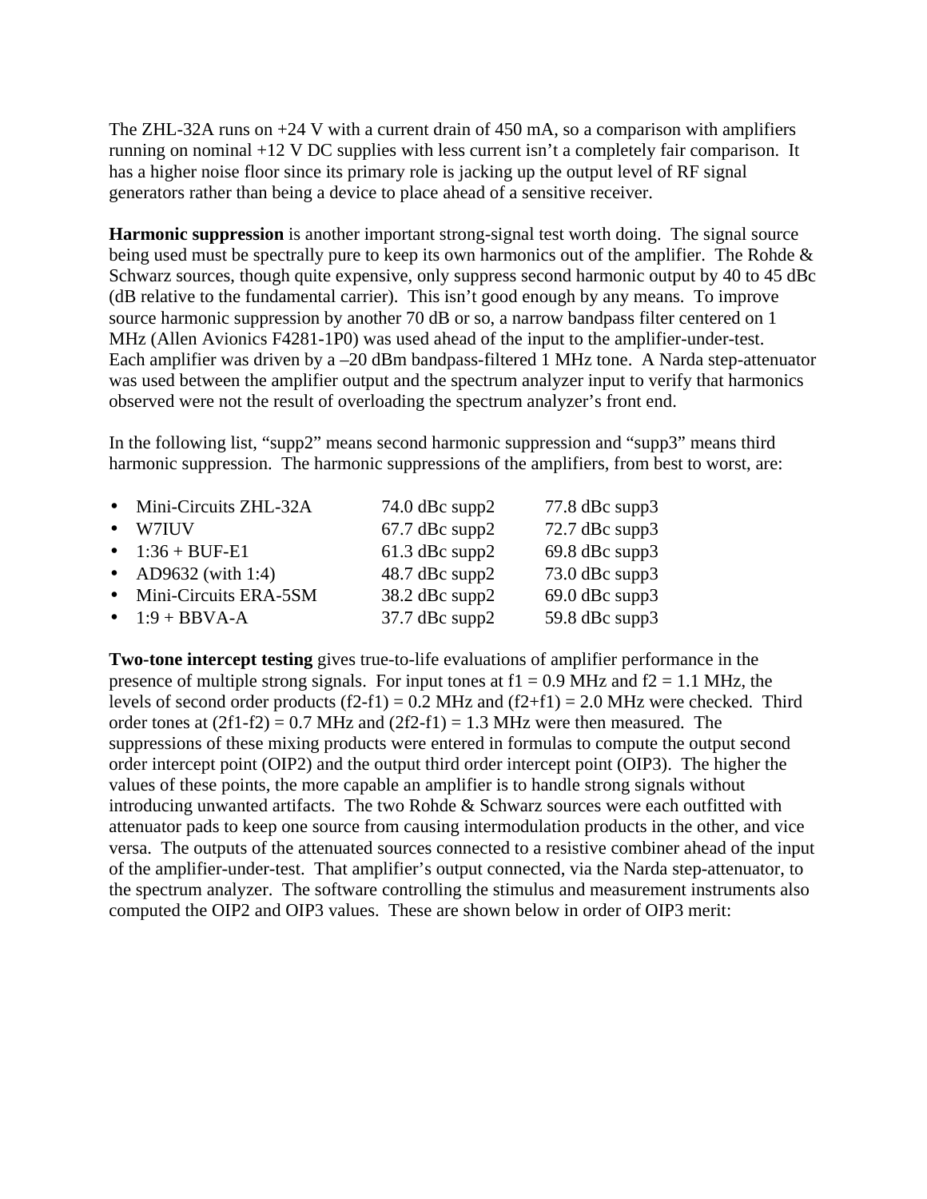The ZHL-32A runs on +24 V with a current drain of 450 mA, so a comparison with amplifiers running on nominal +12 V DC supplies with less current isn't a completely fair comparison. It has a higher noise floor since its primary role is jacking up the output level of RF signal generators rather than being a device to place ahead of a sensitive receiver.

**Harmonic suppression** is another important strong-signal test worth doing. The signal source being used must be spectrally pure to keep its own harmonics out of the amplifier. The Rohde & Schwarz sources, though quite expensive, only suppress second harmonic output by 40 to 45 dBc (dB relative to the fundamental carrier). This isn't good enough by any means. To improve source harmonic suppression by another 70 dB or so, a narrow bandpass filter centered on 1 MHz (Allen Avionics F4281-1P0) was used ahead of the input to the amplifier-under-test. Each amplifier was driven by a –20 dBm bandpass-filtered 1 MHz tone. A Narda step-attenuator was used between the amplifier output and the spectrum analyzer input to verify that harmonics observed were not the result of overloading the spectrum analyzer's front end.

In the following list, "supp2" means second harmonic suppression and "supp3" means third harmonic suppression. The harmonic suppressions of the amplifiers, from best to worst, are:

- Mini-Circuits ZHL-32A 74.0 dBc supp2 77.8 dBc supp3
- W7IUV 67.7 dBc supp2 72.7 dBc supp3
- 1:36 + BUF-E1 61.3 dBc supp2 69.8 dBc supp3
- AD9632 (with 1:4) 48.7 dBc supp2 73.0 dBc supp3
- Mini-Circuits ERA-5SM 38.2 dBc supp2 69.0 dBc supp3
- 1:9 + BBVA-A 37.7 dBc supp2 59.8 dBc supp3

**Two-tone intercept testing** gives true-to-life evaluations of amplifier performance in the presence of multiple strong signals. For input tones at f1 = 0.9 MHz and f2 = 1.1 MHz, the levels of second order products (f2-f1) = 0.2 MHz and (f2+f1) = 2.0 MHz were checked. Third order tones at (2f1-f2) = 0.7 MHz and (2f2-f1) = 1.3 MHz were then measured. The suppressions of these mixing products were entered in formulas to compute the output second order intercept point (OIP2) and the output third order intercept point (OIP3). The higher the values of these points, the more capable an amplifier is to handle strong signals without introducing unwanted artifacts. The two Rohde & Schwarz sources were each outfitted with attenuator pads to keep one source from causing intermodulation products in the other, and vice versa. The outputs of the attenuated sources connected to a resistive combiner ahead of the input of the amplifier-under-test. That amplifier's output connected, via the Narda step-attenuator, to the spectrum analyzer. The software controlling the stimulus and measurement instruments also computed the OIP2 and OIP3 values. These are shown below in order of OIP3 merit: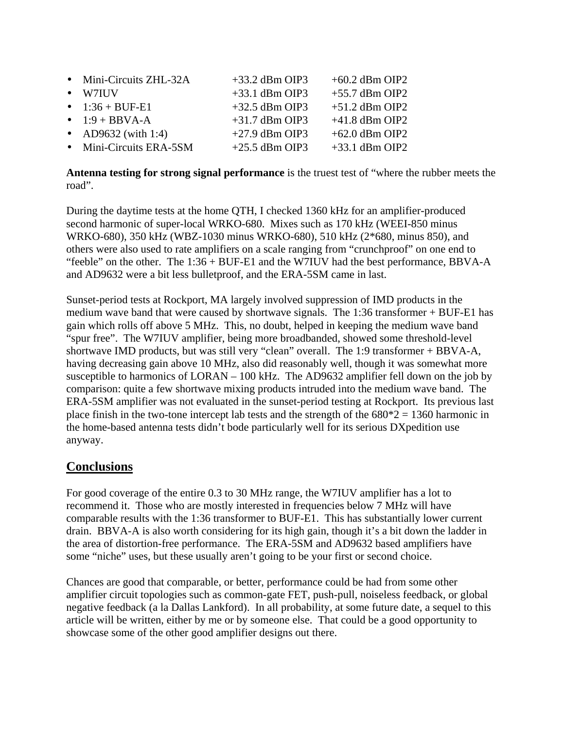- Mini-Circuits ZHL-32A +33.2 dBm OIP3 +60.2 dBm OIP2
- W7IUV +33.1 dBm OIP3 +55.7 dBm OIP2
- 1:36 + BUF-E1 +32.5 dBm OIP3 +51.2 dBm OIP2
- 1:9 + BBVA-A +31.7 dBm OIP3 +41.8 dBm OIP2
- AD9632 (with 1:4) +27.9 dBm OIP3 +62.0 dBm OIP2
- Mini-Circuits ERA-5SM +25.5 dBm OIP3 +33.1 dBm OIP2

**Antenna testing for strong signal performance** is the truest test of "where the rubber meets the road".

During the daytime tests at the home QTH, I checked 1360 kHz for an amplifier-produced second harmonic of super-local WRKO-680. Mixes such as 170 kHz (WEEI-850 minus WRKO-680), 350 kHz (WBZ-1030 minus WRKO-680), 510 kHz (2*680, minus 850), and others were also used to rate amplifiers on a scale ranging from "crunchproof" on one end to "feeble" on the other. The 1:36 + BUF-E1 and the W7IUV had the best performance, BBVA-A and AD9632 were a bit less bulletproof, and the ERA-5SM came in last.

Sunset-period tests at Rockport, MA largely involved suppression of IMD products in the medium wave band that were caused by shortwave signals. The 1:36 transformer + BUF-E1 has gain which rolls off above 5 MHz. This, no doubt, helped in keeping the medium wave band "spur free". The W7IUV amplifier, being more broadbanded, showed some threshold-level shortwave IMD products, but was still very "clean" overall. The 1:9 transformer + BBVA-A, having decreasing gain above 10 MHz, also did reasonably well, though it was somewhat more susceptible to harmonics of LORAN – 100 kHz. The AD9632 amplifier fell down on the job by comparison: quite a few shortwave mixing products intruded into the medium wave band. The ERA-5SM amplifier was not evaluated in the sunset-period testing at Rockport. Its previous last place finish in the two-tone intercept lab tests and the strength of the 680*2 = 1360 harmonic in the home-based antenna tests didn't bode particularly well for its serious DXpedition use anyway.

## Conclusions

For good coverage of the entire 0.3 to 30 MHz range, the W7IUV amplifier has a lot to recommend it. Those who are mostly interested in frequencies below 7 MHz will have comparable results with the 1:36 transformer to BUF-E1. This has substantially lower current drain. BBVA-A is also worth considering for its high gain, though it's a bit down the ladder in the area of distortion-free performance. The ERA-5SM and AD9632 based amplifiers have some "niche" uses, but these usually aren't going to be your first or second choice.

Chances are good that comparable, or better, performance could be had from some other amplifier circuit topologies such as common-gate FET, push-pull, noiseless feedback, or global negative feedback (a la Dallas Lankford). In all probability, at some future date, a sequel to this article will be written, either by me or by someone else. That could be a good opportunity to showcase some of the other good amplifier designs out there.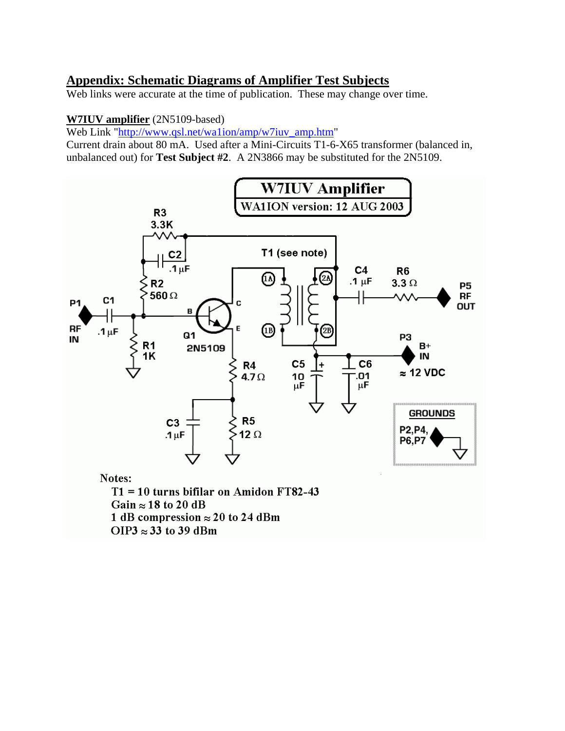## Appendix: Schematic Diagrams of Amplifier Test Subjects

Web links were accurate at the time of publication. These may change over time.

**W7IUV amplifier** (2N5109-based)

Web Link "http://www.qsl.net/wa1ion/amp/w7iuv_amp.htm"

Current drain about 80 mA. Used after a Mini-Circuits T1-6-X65 transformer (balanced in, unbalanced out) for **Test Subject #2**. A 2N3866 may be substituted for the 2N5109.

**W7IUV Amplifier**

**WA1ION version: 12 AUG 2003**

R3 3.3K, C2 .1 µF, R2 560 Ω, C1 .1 µF, R1 1K, Q1 2N5109, R4 4.7 Ω, R5 12 Ω, C3 .1 µF, T1 (see note), C4 .1 µF, R6 3.3 Ω, C5 10 µF, C6 .01 µF

P1 RF IN, P5 RF OUT, P3 B+ IN ≈ 12 VDC

GROUNDS: P2, P4, P6, P7

Notes:

- T1 = 10 turns bifilar on Amidon FT82-43
- Gain ≈ 18 to 20 dB
- 1 dB compression ≈ 20 to 24 dBm
- OIP3 ≈ 33 to 39 dBm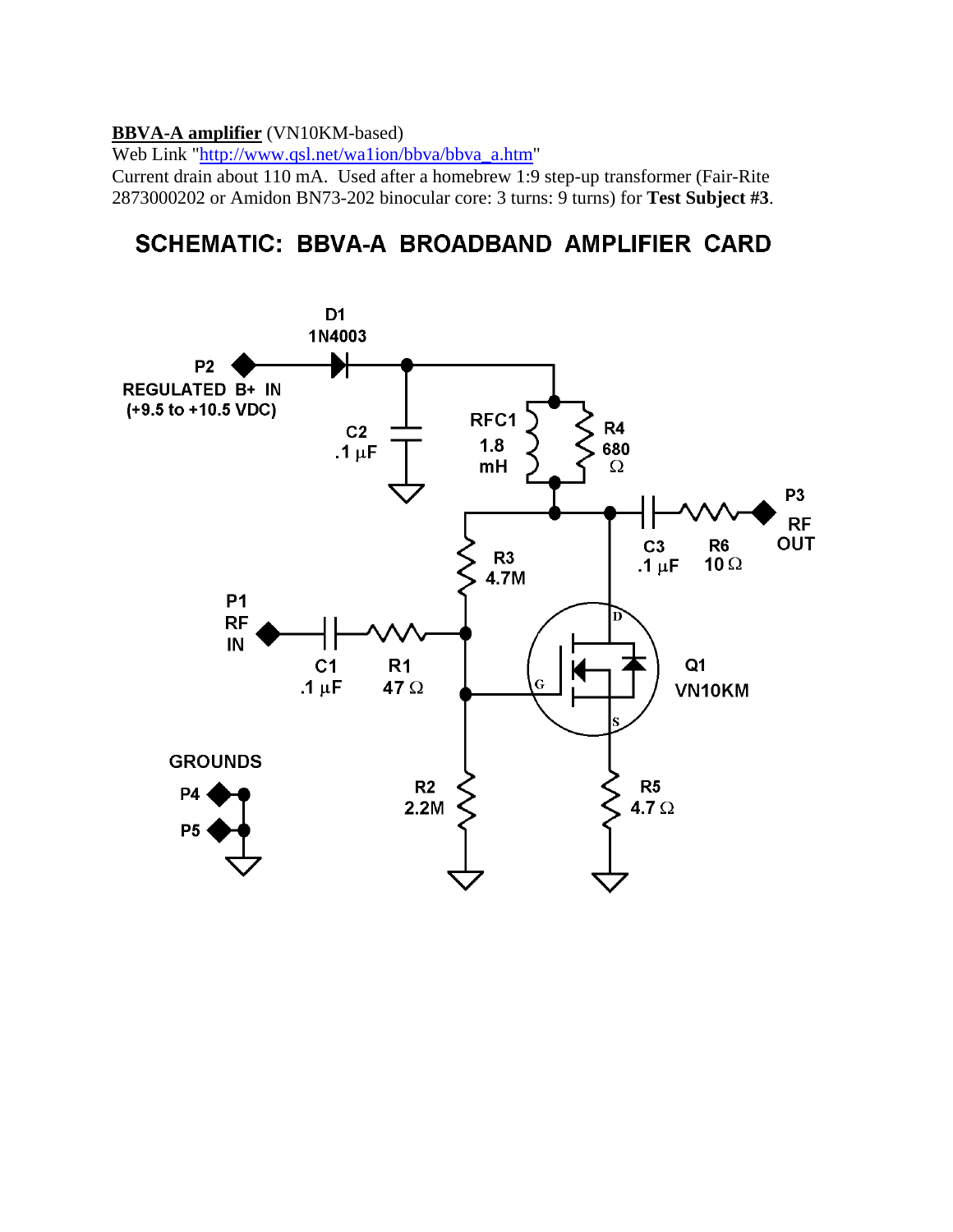**BBVA-A amplifier** (VN10KM-based)
Web Link "http://www.qsl.net/wa1ion/bbva/bbva_a.htm"
Current drain about 110 mA. Used after a homebrew 1:9 step-up transformer (Fair-Rite 2873000202 or Amidon BN73-202 binocular core: 3 turns: 9 turns) for **Test Subject #3**.

## SCHEMATIC: BBVA-A BROADBAND AMPLIFIER CARD

D1
1N4003

P2
REGULATED B+ IN
(+9.5 to +10.5 VDC)

C2
.1 µF

RFC1
1.8
mH

R4
680
Ω

P3
RF
OUT

C3
.1 µF

R6
10 Ω

R3
4.7M

P1
RF
IN

C1
.1 µF

R1
47 Ω

D

G

S

Q1
VN10KM

GROUNDS

P4

P5

R2
2.2M

R5
4.7 Ω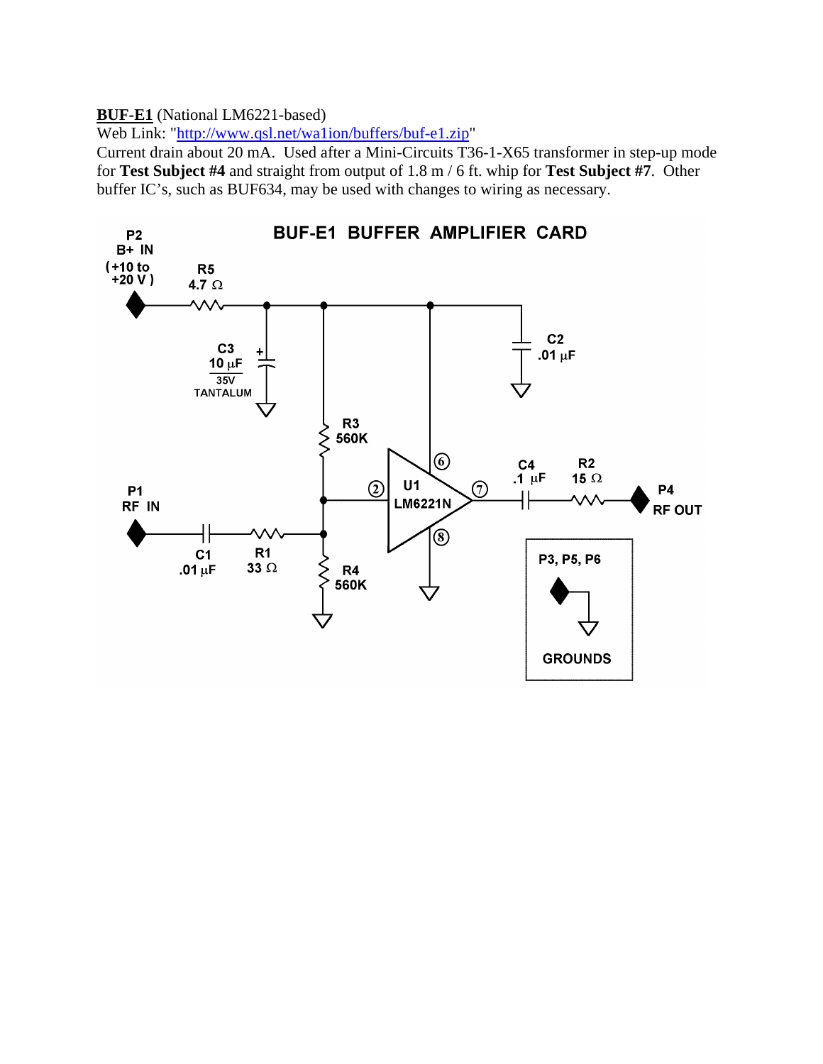**BUF-E1** (National LM6221-based)
Web Link: "[http://www.qsl.net/wa1ion/buffers/buf-e1.zip](http://www.qsl.net/wa1ion/buffers/buf-e1.zip)"
Current drain about 20 mA. Used after a Mini-Circuits T36-1-X65 transformer in step-up mode for **Test Subject #4** and straight from output of 1.8 m / 6 ft. whip for **Test Subject #7**. Other buffer IC's, such as BUF634, may be used with changes to wiring as necessary.

**BUF-E1 BUFFER AMPLIFIER CARD**

P2 B+ IN (+10 to +20 V)

R5 4.7 Ω

C3 10 µF 35V TANTALUM

C2 .01 µF

R3 560K

R4 560K

P1 RF IN

C1 .01 µF

R1 33 Ω

U1 LM6221N (pins 2, 6, 7, 8)

C4 .1 µF

R2 15 Ω

P4 RF OUT

P3, P5, P6 GROUNDS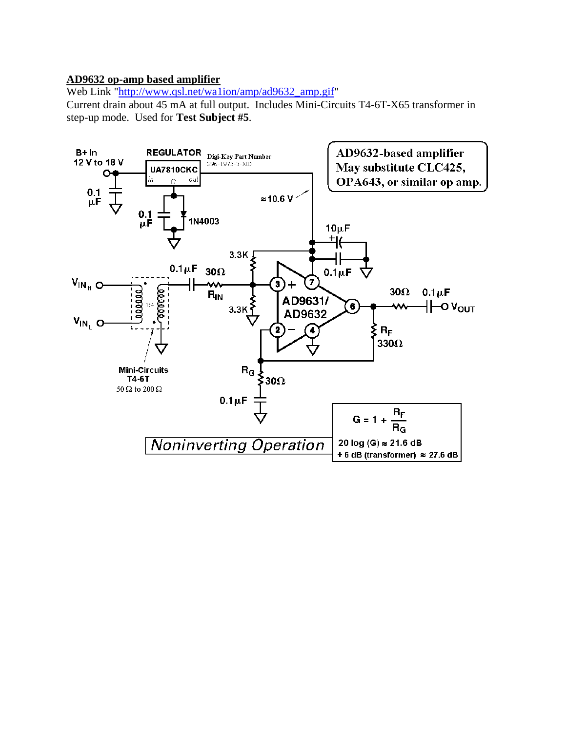**AD9632 op-amp based amplifier**

Web Link "http://www.qsl.net/wa1ion/amp/ad9632_amp.gif"

Current drain about 45 mA at full output. Includes Mini-Circuits T4-6T-X65 transformer in step-up mode. Used for **Test Subject #5**.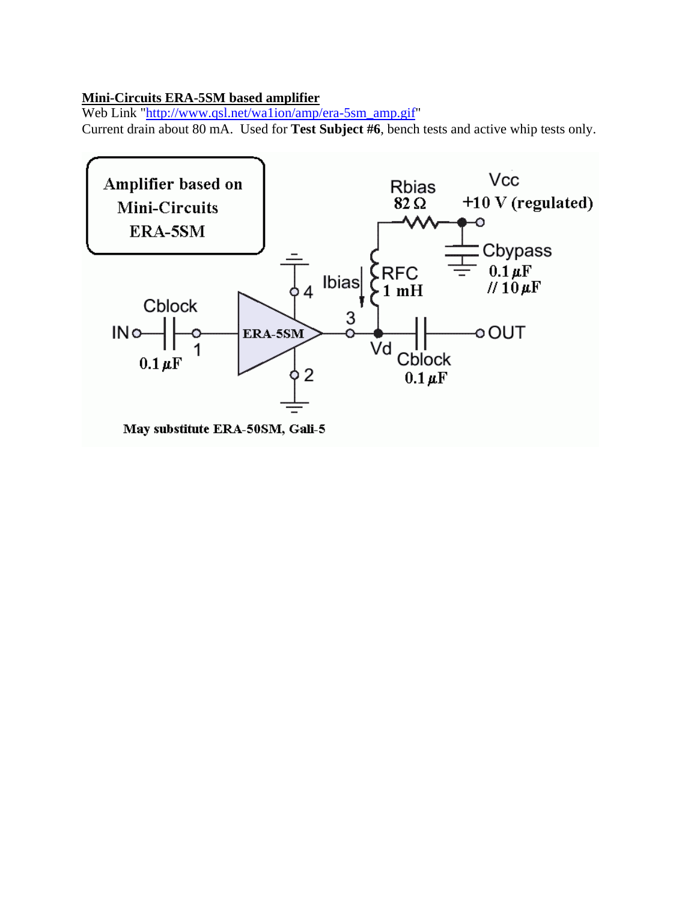**Mini-Circuits ERA-5SM based amplifier**

Web Link "http://www.qsl.net/wa1ion/amp/era-5sm_amp.gif"

Current drain about 80 mA. Used for **Test Subject #6**, bench tests and active whip tests only.

Amplifier based on Mini-Circuits ERA-5SM

Rbias 82 Ω

Vcc +10 V (regulated)

Cbypass 0.1 µF // 10 µF

Ibias

RFC 1 mH

Cblock 0.1 µF

IN

1

4

ERA-5SM

2

3

Vd

Cblock 0.1 µF

OUT

May substitute ERA-50SM, Gali-5